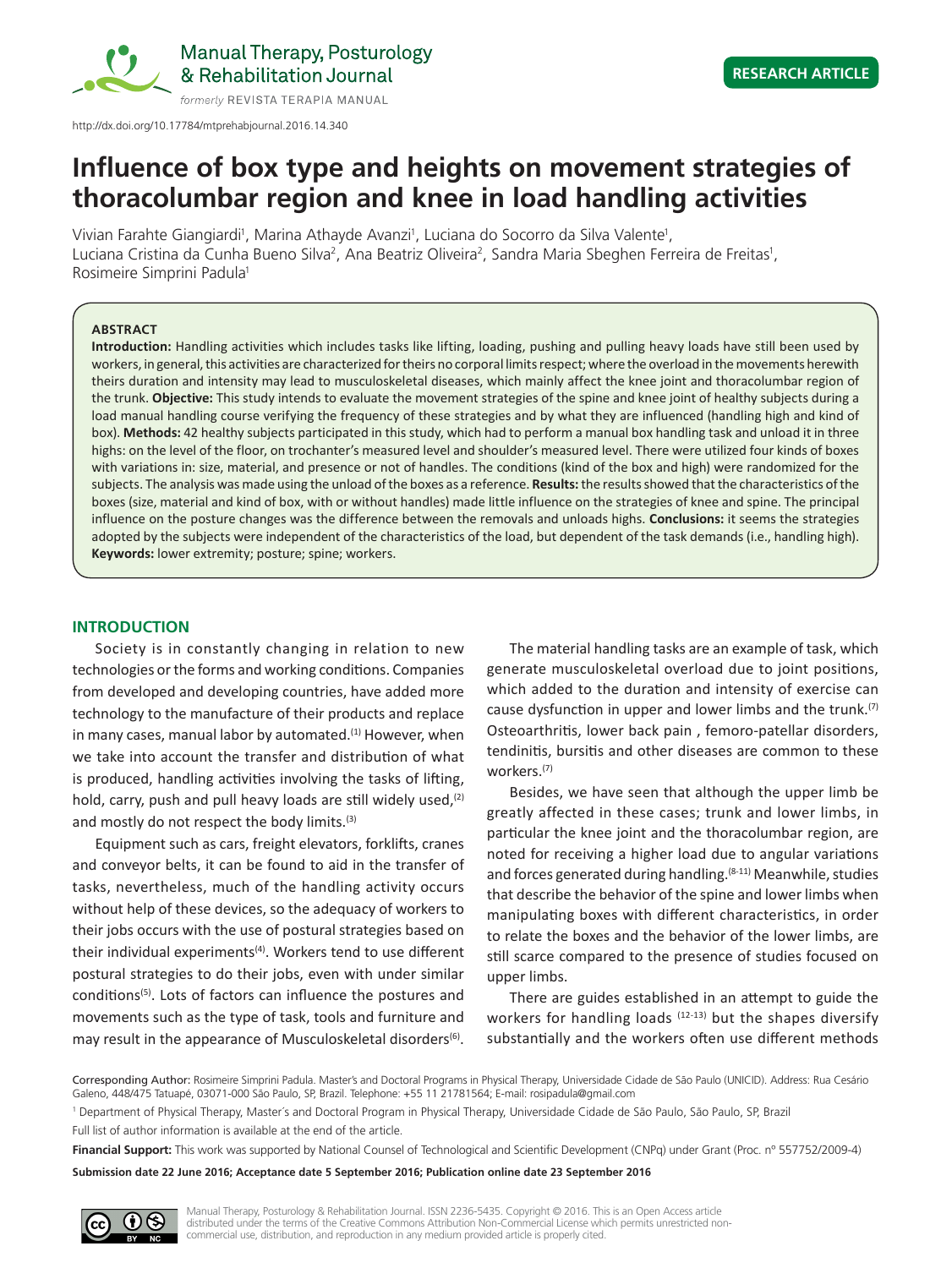RESEARCH ARTICLE

http://dx.doi.org/10.17784/mtprehabjournal.2016.14.340

# Influence of box type and heights on movement strategies of thoracolumbar region and knee in load handling activities

Vivian Farahte Giangiardi[1], Marina Athayde Avanzi[1], Luciana do Socorro da Silva Valente[1], Luciana Cristina da Cunha Bueno Silva[2], Ana Beatriz Oliveira[2], Sandra Maria Sbeghen Ferreira de Freitas[1], Rosimeire Simprini Padula[1]

## ABSTRACT

**Introduction:** Handling activities which includes tasks like lifting, loading, pushing and pulling heavy loads have still been used by workers, in general, this activities are characterized for theirs no corporal limits respect; where the overload in the movements herewith theirs duration and intensity may lead to musculoskeletal diseases, which mainly affect the knee joint and thoracolumbar region of the trunk. **Objective:** This study intends to evaluate the movement strategies of the spine and knee joint of healthy subjects during a load manual handling course verifying the frequency of these strategies and by what they are influenced (handling high and kind of box). **Methods:** 42 healthy subjects participated in this study, which had to perform a manual box handling task and unload it in three highs: on the level of the floor, on trochanter's measured level and shoulder's measured level. There were utilized four kinds of boxes with variations in: size, material, and presence or not of handles. The conditions (kind of the box and high) were randomized for the subjects. The analysis was made using the unload of the boxes as a reference. **Results:** the results showed that the characteristics of the boxes (size, material and kind of box, with or without handles) made little influence on the strategies of knee and spine. The principal influence on the posture changes was the difference between the removals and unloads highs. **Conclusions:** it seems the strategies adopted by the subjects were independent of the characteristics of the load, but dependent of the task demands (i.e., handling high).
**Keywords:** lower extremity; posture; spine; workers.

## INTRODUCTION

Society is in constantly changing in relation to new technologies or the forms and working conditions. Companies from developed and developing countries, have added more technology to the manufacture of their products and replace in many cases, manual labor by automated.[1] However, when we take into account the transfer and distribution of what is produced, handling activities involving the tasks of lifting, hold, carry, push and pull heavy loads are still widely used,[2] and mostly do not respect the body limits.[3]

Equipment such as cars, freight elevators, forklifts, cranes and conveyor belts, it can be found to aid in the transfer of tasks, nevertheless, much of the handling activity occurs without help of these devices, so the adequacy of workers to their jobs occurs with the use of postural strategies based on their individual experiments[4]. Workers tend to use different postural strategies to do their jobs, even with under similar conditions[5]. Lots of factors can influence the postures and movements such as the type of task, tools and furniture and may result in the appearance of Musculoskeletal disorders[6].

The material handling tasks are an example of task, which generate musculoskeletal overload due to joint positions, which added to the duration and intensity of exercise can cause dysfunction in upper and lower limbs and the trunk.[7] Osteoarthritis, lower back pain , femoro-patellar disorders, tendinitis, bursitis and other diseases are common to these workers.[7]

Besides, we have seen that although the upper limb be greatly affected in these cases; trunk and lower limbs, in particular the knee joint and the thoracolumbar region, are noted for receiving a higher load due to angular variations and forces generated during handling.[8-11] Meanwhile, studies that describe the behavior of the spine and lower limbs when manipulating boxes with different characteristics, in order to relate the boxes and the behavior of the lower limbs, are still scarce compared to the presence of studies focused on upper limbs.

There are guides established in an attempt to guide the workers for handling loads [12-13] but the shapes diversify substantially and the workers often use different methods

Corresponding Author: Rosimeire Simprini Padula. Master's and Doctoral Programs in Physical Therapy, Universidade Cidade de São Paulo (UNICID). Address: Rua Cesário Galeno, 448/475 Tatuapé, 03071-000 São Paulo, SP, Brazil. Telephone: +55 11 21781564; E-mail: rosipadula@gmail.com

[1] Department of Physical Therapy, Master´s and Doctoral Program in Physical Therapy, Universidade Cidade de São Paulo, São Paulo, SP, Brazil

Full list of author information is available at the end of the article.

**Financial Support:** This work was supported by National Counsel of Technological and Scientific Development (CNPq) under Grant (Proc. nº 557752/2009-4)

**Submission date 22 June 2016; Acceptance date 5 September 2016; Publication online date 23 September 2016**

Manual Therapy, Posturology & Rehabilitation Journal. ISSN 2236-5435. Copyright © 2016. This is an Open Access article distributed under the terms of the Creative Commons Attribution Non-Commercial License which permits unrestricted non-commercial use, distribution, and reproduction in any medium provided article is properly cited.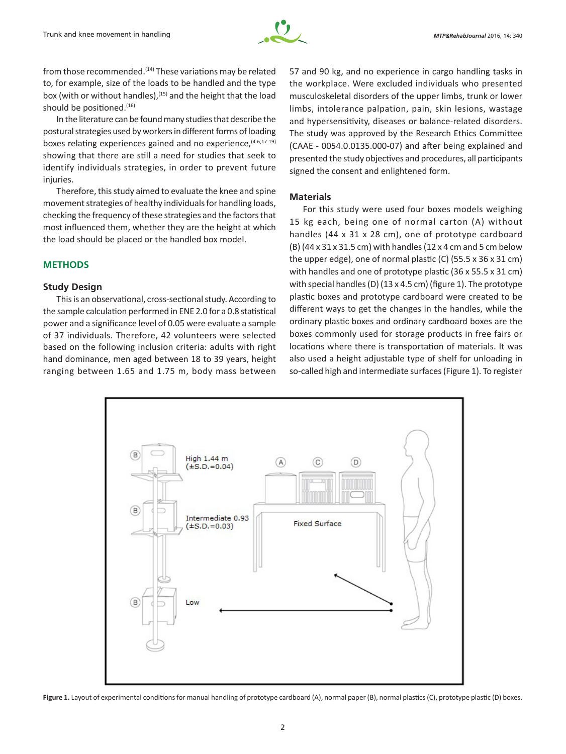from those recommended.[14] These variations may be related to, for example, size of the loads to be handled and the type box (with or without handles),[15] and the height that the load should be positioned.[16]

In the literature can be found many studies that describe the postural strategies used by workers in different forms of loading boxes relating experiences gained and no experience,[4-6,17-19] showing that there are still a need for studies that seek to identify individuals strategies, in order to prevent future injuries.

Therefore, this study aimed to evaluate the knee and spine movement strategies of healthy individuals for handling loads, checking the frequency of these strategies and the factors that most influenced them, whether they are the height at which the load should be placed or the handled box model.

## METHODS

### Study Design

This is an observational, cross-sectional study. According to the sample calculation performed in ENE 2.0 for a 0.8 statistical power and a significance level of 0.05 were evaluate a sample of 37 individuals. Therefore, 42 volunteers were selected based on the following inclusion criteria: adults with right hand dominance, men aged between 18 to 39 years, height ranging between 1.65 and 1.75 m, body mass between 57 and 90 kg, and no experience in cargo handling tasks in the workplace. Were excluded individuals who presented musculoskeletal disorders of the upper limbs, trunk or lower limbs, intolerance palpation, pain, skin lesions, wastage and hypersensitivity, diseases or balance-related disorders. The study was approved by the Research Ethics Committee (CAAE - 0054.0.0135.000-07) and after being explained and presented the study objectives and procedures, all participants signed the consent and enlightened form.

### Materials

For this study were used four boxes models weighing 15 kg each, being one of normal carton (A) without handles (44 x 31 x 28 cm), one of prototype cardboard (B) (44 x 31 x 31.5 cm) with handles (12 x 4 cm and 5 cm below the upper edge), one of normal plastic (C) (55.5 x 36 x 31 cm) with handles and one of prototype plastic (36 x 55.5 x 31 cm) with special handles (D) (13 x 4.5 cm) (figure 1). The prototype plastic boxes and prototype cardboard were created to be different ways to get the changes in the handles, while the ordinary plastic boxes and ordinary cardboard boxes are the boxes commonly used for storage products in free fairs or locations where there is transportation of materials. It was also used a height adjustable type of shelf for unloading in so-called high and intermediate surfaces (Figure 1). To register

**Figure 1.** Layout of experimental conditions for manual handling of prototype cardboard (A), normal paper (B), normal plastics (C), prototype plastic (D) boxes.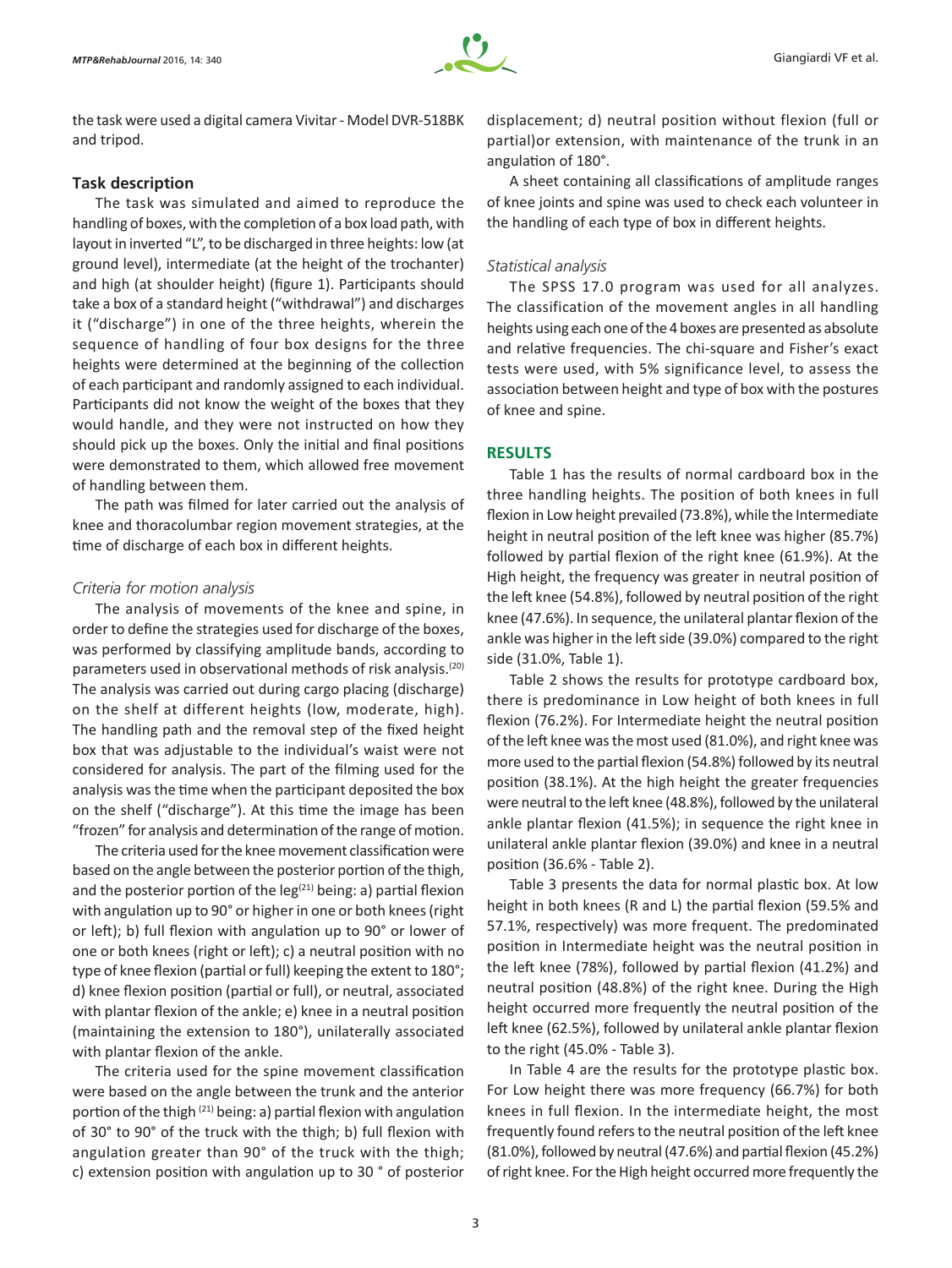the task were used a digital camera Vivitar - Model DVR-518BK and tripod.

### Task description

The task was simulated and aimed to reproduce the handling of boxes, with the completion of a box load path, with layout in inverted "L", to be discharged in three heights: low (at ground level), intermediate (at the height of the trochanter) and high (at shoulder height) (figure 1). Participants should take a box of a standard height ("withdrawal") and discharges it ("discharge") in one of the three heights, wherein the sequence of handling of four box designs for the three heights were determined at the beginning of the collection of each participant and randomly assigned to each individual. Participants did not know the weight of the boxes that they would handle, and they were not instructed on how they should pick up the boxes. Only the initial and final positions were demonstrated to them, which allowed free movement of handling between them.

The path was filmed for later carried out the analysis of knee and thoracolumbar region movement strategies, at the time of discharge of each box in different heights.

#### *Criteria for motion analysis*

The analysis of movements of the knee and spine, in order to define the strategies used for discharge of the boxes, was performed by classifying amplitude bands, according to parameters used in observational methods of risk analysis.[20] The analysis was carried out during cargo placing (discharge) on the shelf at different heights (low, moderate, high). The handling path and the removal step of the fixed height box that was adjustable to the individual's waist were not considered for analysis. The part of the filming used for the analysis was the time when the participant deposited the box on the shelf ("discharge"). At this time the image has been "frozen" for analysis and determination of the range of motion.

The criteria used for the knee movement classification were based on the angle between the posterior portion of the thigh, and the posterior portion of the leg[21] being: a) partial flexion with angulation up to 90° or higher in one or both knees (right or left); b) full flexion with angulation up to 90° or lower of one or both knees (right or left); c) a neutral position with no type of knee flexion (partial or full) keeping the extent to 180°; d) knee flexion position (partial or full), or neutral, associated with plantar flexion of the ankle; e) knee in a neutral position (maintaining the extension to 180°), unilaterally associated with plantar flexion of the ankle.

The criteria used for the spine movement classification were based on the angle between the trunk and the anterior portion of the thigh [21] being: a) partial flexion with angulation of 30° to 90° of the truck with the thigh; b) full flexion with angulation greater than 90° of the truck with the thigh; c) extension position with angulation up to 30 ° of posterior displacement; d) neutral position without flexion (full or partial)or extension, with maintenance of the trunk in an angulation of 180°.

A sheet containing all classifications of amplitude ranges of knee joints and spine was used to check each volunteer in the handling of each type of box in different heights.

#### *Statistical analysis*

The SPSS 17.0 program was used for all analyzes. The classification of the movement angles in all handling heights using each one of the 4 boxes are presented as absolute and relative frequencies. The chi-square and Fisher's exact tests were used, with 5% significance level, to assess the association between height and type of box with the postures of knee and spine.

## RESULTS

Table 1 has the results of normal cardboard box in the three handling heights. The position of both knees in full flexion in Low height prevailed (73.8%), while the Intermediate height in neutral position of the left knee was higher (85.7%) followed by partial flexion of the right knee (61.9%). At the High height, the frequency was greater in neutral position of the left knee (54.8%), followed by neutral position of the right knee (47.6%). In sequence, the unilateral plantar flexion of the ankle was higher in the left side (39.0%) compared to the right side (31.0%, Table 1).

Table 2 shows the results for prototype cardboard box, there is predominance in Low height of both knees in full flexion (76.2%). For Intermediate height the neutral position of the left knee was the most used (81.0%), and right knee was more used to the partial flexion (54.8%) followed by its neutral position (38.1%). At the high height the greater frequencies were neutral to the left knee (48.8%), followed by the unilateral ankle plantar flexion (41.5%); in sequence the right knee in unilateral ankle plantar flexion (39.0%) and knee in a neutral position (36.6% - Table 2).

Table 3 presents the data for normal plastic box. At low height in both knees (R and L) the partial flexion (59.5% and 57.1%, respectively) was more frequent. The predominated position in Intermediate height was the neutral position in the left knee (78%), followed by partial flexion (41.2%) and neutral position (48.8%) of the right knee. During the High height occurred more frequently the neutral position of the left knee (62.5%), followed by unilateral ankle plantar flexion to the right (45.0% - Table 3).

In Table 4 are the results for the prototype plastic box. For Low height there was more frequency (66.7%) for both knees in full flexion. In the intermediate height, the most frequently found refers to the neutral position of the left knee (81.0%), followed by neutral (47.6%) and partial flexion (45.2%) of right knee. For the High height occurred more frequently the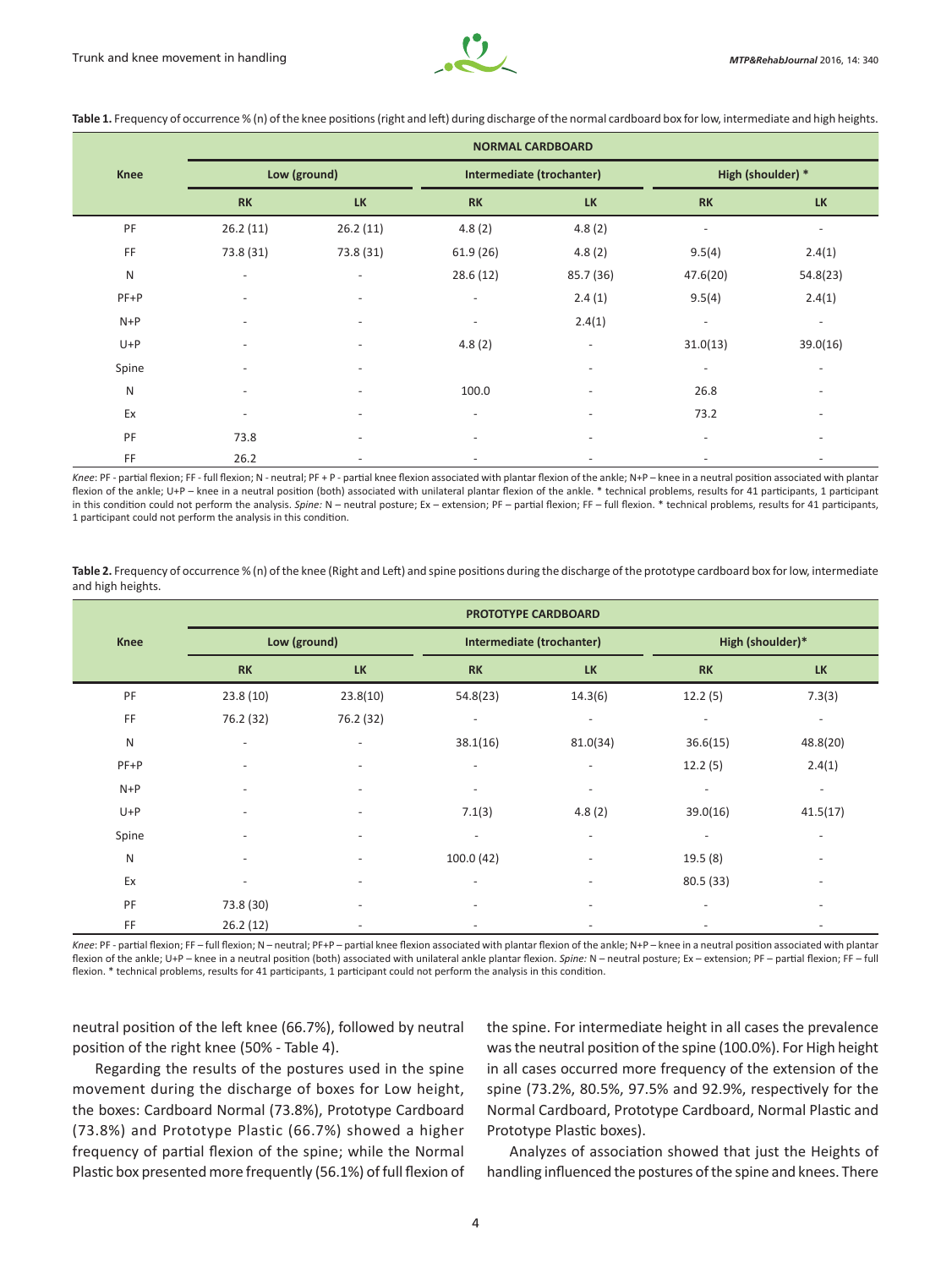**Table 1.** Frequency of occurrence % (n) of the knee positions (right and left) during discharge of the normal cardboard box for low, intermediate and high heights.

| Knee | NORMAL CARDBOARD | | | | | |
|---|---|---|---|---|---|---|
| | Low (ground) | | Intermediate (trochanter) | | High (shoulder) * | |
| | RK | LK | RK | LK | RK | LK |
| PF | 26.2 (11) | 26.2 (11) | 4.8 (2) | 4.8 (2) | - | - |
| FF | 73.8 (31) | 73.8 (31) | 61.9 (26) | 4.8 (2) | 9.5(4) | 2.4(1) |
| N | - | - | 28.6 (12) | 85.7 (36) | 47.6(20) | 54.8(23) |
| PF+P | - | - | - | 2.4 (1) | 9.5(4) | 2.4(1) |
| N+P | - | - | - | 2.4(1) | - | - |
| U+P | - | - | 4.8 (2) | - | 31.0(13) | 39.0(16) |
| Spine | - | - | | - | - | - |
| N | - | - | 100.0 | - | 26.8 | - |
| Ex | - | - | - | - | 73.2 | - |
| PF | 73.8 | - | - | - | - | - |
| FF | 26.2 | - | - | - | - | - |

*Knee*: PF - partial flexion; FF - full flexion; N - neutral; PF + P - partial knee flexion associated with plantar flexion of the ankle; N+P – knee in a neutral position associated with plantar flexion of the ankle; U+P – knee in a neutral position (both) associated with unilateral plantar flexion of the ankle. * technical problems, results for 41 participants, 1 participant in this condition could not perform the analysis. *Spine:* N – neutral posture; Ex – extension; PF – partial flexion; FF – full flexion. * technical problems, results for 41 participants, 1 participant could not perform the analysis in this condition.

**Table 2.** Frequency of occurrence % (n) of the knee (Right and Left) and spine positions during the discharge of the prototype cardboard box for low, intermediate and high heights.

| Knee | PROTOTYPE CARDBOARD | | | | | |
|---|---|---|---|---|---|---|
| | Low (ground) | | Intermediate (trochanter) | | High (shoulder)* | |
| | RK | LK | RK | LK | RK | LK |
| PF | 23.8 (10) | 23.8(10) | 54.8(23) | 14.3(6) | 12.2 (5) | 7.3(3) |
| FF | 76.2 (32) | 76.2 (32) | - | - | - | - |
| N | - | - | 38.1(16) | 81.0(34) | 36.6(15) | 48.8(20) |
| PF+P | - | - | - | - | 12.2 (5) | 2.4(1) |
| N+P | - | - | - | - | - | - |
| U+P | - | - | 7.1(3) | 4.8 (2) | 39.0(16) | 41.5(17) |
| Spine | - | - | - | - | - | - |
| N | - | - | 100.0 (42) | - | 19.5 (8) | - |
| Ex | - | - | - | - | 80.5 (33) | - |
| PF | 73.8 (30) | - | - | - | - | - |
| FF | 26.2 (12) | - | - | - | - | - |

*Knee:* PF - partial flexion; FF – full flexion; N – neutral; PF+P – partial knee flexion associated with plantar flexion of the ankle; N+P – knee in a neutral position associated with plantar flexion of the ankle; U+P – knee in a neutral position (both) associated with unilateral ankle plantar flexion. *Spine:* N – neutral posture; Ex – extension; PF – partial flexion; FF – full flexion. * technical problems, results for 41 participants, 1 participant could not perform the analysis in this condition.

neutral position of the left knee (66.7%), followed by neutral position of the right knee (50% - Table 4).

Regarding the results of the postures used in the spine movement during the discharge of boxes for Low height, the boxes: Cardboard Normal (73.8%), Prototype Cardboard (73.8%) and Prototype Plastic (66.7%) showed a higher frequency of partial flexion of the spine; while the Normal Plastic box presented more frequently (56.1%) of full flexion of the spine. For intermediate height in all cases the prevalence was the neutral position of the spine (100.0%). For High height in all cases occurred more frequency of the extension of the spine (73.2%, 80.5%, 97.5% and 92.9%, respectively for the Normal Cardboard, Prototype Cardboard, Normal Plastic and Prototype Plastic boxes).

Analyzes of association showed that just the Heights of handling influenced the postures of the spine and knees. There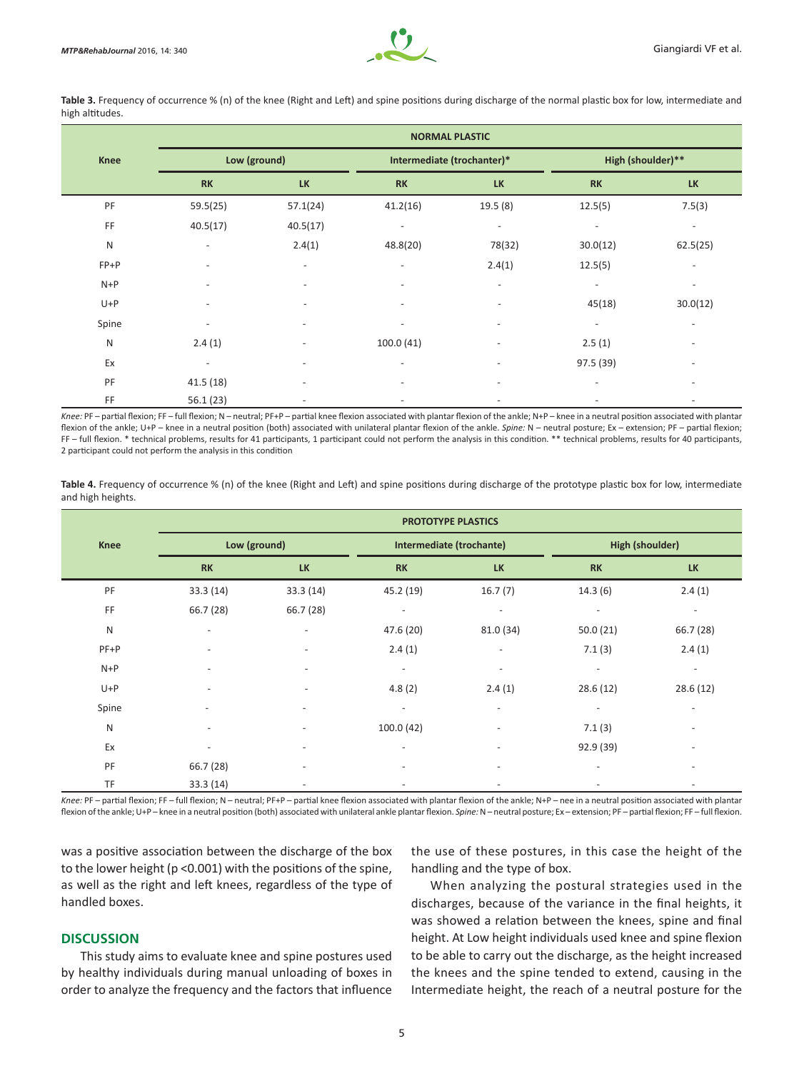**Table 3.** Frequency of occurrence % (n) of the knee (Right and Left) and spine positions during discharge of the normal plastic box for low, intermediate and high altitudes.

| Knee | NORMAL PLASTIC | | | | | |
|---|---|---|---|---|---|---|
| | Low (ground) | | Intermediate (trochanter)* | | High (shoulder)** | |
| | RK | LK | RK | LK | RK | LK |
| PF | 59.5(25) | 57.1(24) | 41.2(16) | 19.5 (8) | 12.5(5) | 7.5(3) |
| FF | 40.5(17) | 40.5(17) | - | - | - | - |
| N | - | 2.4(1) | 48.8(20) | 78(32) | 30.0(12) | 62.5(25) |
| FP+P | - | - | - | 2.4(1) | 12.5(5) | - |
| N+P | - | - | - | - | - | - |
| U+P | - | - | - | - | 45(18) | 30.0(12) |
| Spine | - | - | - | - | - | - |
| N | 2.4 (1) | - | 100.0 (41) | - | 2.5 (1) | - |
| Ex | - | - | - | - | 97.5 (39) | - |
| PF | 41.5 (18) | - | - | - | - | - |
| FF | 56.1 (23) | - | - | - | - | - |

*Knee:* PF – partial flexion; FF – full flexion; N – neutral; PF+P – partial knee flexion associated with plantar flexion of the ankle; N+P – knee in a neutral position associated with plantar flexion of the ankle; U+P – knee in a neutral position (both) associated with unilateral plantar flexion of the ankle. *Spine:* N – neutral posture; Ex – extension; PF – partial flexion; FF – full flexion. * technical problems, results for 41 participants, 1 participant could not perform the analysis in this condition. ** technical problems, results for 40 participants, 2 participant could not perform the analysis in this condition

**Table 4.** Frequency of occurrence % (n) of the knee (Right and Left) and spine positions during discharge of the prototype plastic box for low, intermediate and high heights.

| Knee | PROTOTYPE PLASTICS | | | | | |
|---|---|---|---|---|---|---|
| | Low (ground) | | Intermediate (trochante) | | High (shoulder) | |
| | RK | LK | RK | LK | RK | LK |
| PF | 33.3 (14) | 33.3 (14) | 45.2 (19) | 16.7 (7) | 14.3 (6) | 2.4 (1) |
| FF | 66.7 (28) | 66.7 (28) | - | - | - | - |
| N | - | - | 47.6 (20) | 81.0 (34) | 50.0 (21) | 66.7 (28) |
| PF+P | - | - | 2.4 (1) | - | 7.1 (3) | 2.4 (1) |
| N+P | - | - | - | - | - | - |
| U+P | - | - | 4.8 (2) | 2.4 (1) | 28.6 (12) | 28.6 (12) |
| Spine | - | - | - | - | - | - |
| N | - | - | 100.0 (42) | - | 7.1 (3) | - |
| Ex | - | - | - | - | 92.9 (39) | - |
| PF | 66.7 (28) | - | - | - | - | - |
| TF | 33.3 (14) | - | - | - | - | - |

*Knee:* PF – partial flexion; FF – full flexion; N – neutral; PF+P – partial knee flexion associated with plantar flexion of the ankle; N+P – nee in a neutral position associated with plantar flexion of the ankle; U+P – knee in a neutral position (both) associated with unilateral ankle plantar flexion. *Spine:* N – neutral posture; Ex – extension; PF – partial flexion; FF – full flexion.

was a positive association between the discharge of the box to the lower height ($p < 0.001$) with the positions of the spine, as well as the right and left knees, regardless of the type of handled boxes.

## DISCUSSION

This study aims to evaluate knee and spine postures used by healthy individuals during manual unloading of boxes in order to analyze the frequency and the factors that influence the use of these postures, in this case the height of the handling and the type of box.

When analyzing the postural strategies used in the discharges, because of the variance in the final heights, it was showed a relation between the knees, spine and final height. At Low height individuals used knee and spine flexion to be able to carry out the discharge, as the height increased the knees and the spine tended to extend, causing in the Intermediate height, the reach of a neutral posture for the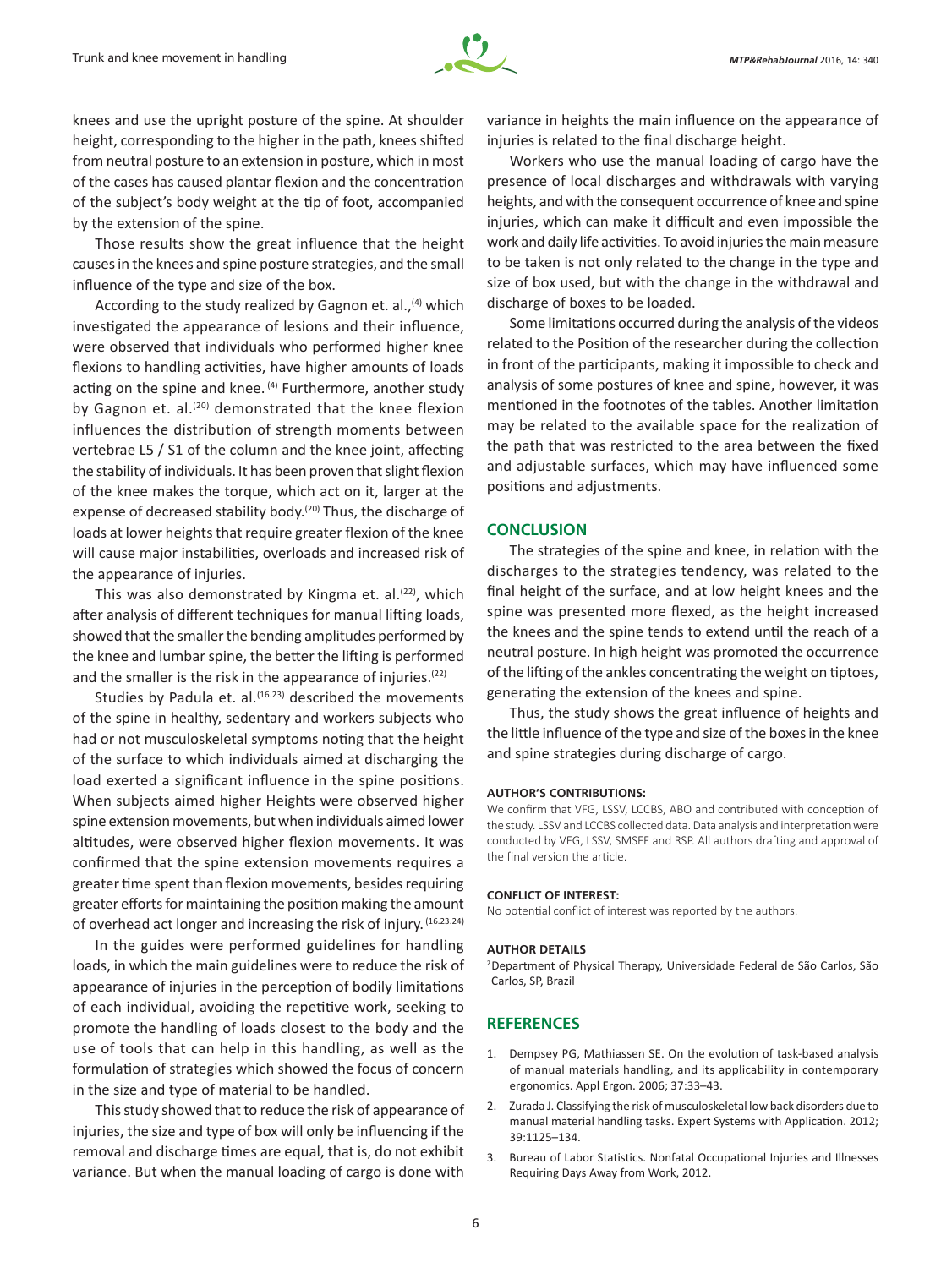knees and use the upright posture of the spine. At shoulder height, corresponding to the higher in the path, knees shifted from neutral posture to an extension in posture, which in most of the cases has caused plantar flexion and the concentration of the subject's body weight at the tip of foot, accompanied by the extension of the spine.

Those results show the great influence that the height causes in the knees and spine posture strategies, and the small influence of the type and size of the box.

According to the study realized by Gagnon et. al.,[4] which investigated the appearance of lesions and their influence, were observed that individuals who performed higher knee flexions to handling activities, have higher amounts of loads acting on the spine and knee. [4] Furthermore, another study by Gagnon et. al.[20] demonstrated that the knee flexion influences the distribution of strength moments between vertebrae L5 / S1 of the column and the knee joint, affecting the stability of individuals. It has been proven that slight flexion of the knee makes the torque, which act on it, larger at the expense of decreased stability body.[20] Thus, the discharge of loads at lower heights that require greater flexion of the knee will cause major instabilities, overloads and increased risk of the appearance of injuries.

This was also demonstrated by Kingma et. al.[22], which after analysis of different techniques for manual lifting loads, showed that the smaller the bending amplitudes performed by the knee and lumbar spine, the better the lifting is performed and the smaller is the risk in the appearance of injuries.[22]

Studies by Padula et. al.[16.23] described the movements of the spine in healthy, sedentary and workers subjects who had or not musculoskeletal symptoms noting that the height of the surface to which individuals aimed at discharging the load exerted a significant influence in the spine positions. When subjects aimed higher Heights were observed higher spine extension movements, but when individuals aimed lower altitudes, were observed higher flexion movements. It was confirmed that the spine extension movements requires a greater time spent than flexion movements, besides requiring greater efforts for maintaining the position making the amount of overhead act longer and increasing the risk of injury. [16.23.24]

In the guides were performed guidelines for handling loads, in which the main guidelines were to reduce the risk of appearance of injuries in the perception of bodily limitations of each individual, avoiding the repetitive work, seeking to promote the handling of loads closest to the body and the use of tools that can help in this handling, as well as the formulation of strategies which showed the focus of concern in the size and type of material to be handled.

This study showed that to reduce the risk of appearance of injuries, the size and type of box will only be influencing if the removal and discharge times are equal, that is, do not exhibit variance. But when the manual loading of cargo is done with variance in heights the main influence on the appearance of injuries is related to the final discharge height.

Workers who use the manual loading of cargo have the presence of local discharges and withdrawals with varying heights, and with the consequent occurrence of knee and spine injuries, which can make it difficult and even impossible the work and daily life activities. To avoid injuries the main measure to be taken is not only related to the change in the type and size of box used, but with the change in the withdrawal and discharge of boxes to be loaded.

Some limitations occurred during the analysis of the videos related to the Position of the researcher during the collection in front of the participants, making it impossible to check and analysis of some postures of knee and spine, however, it was mentioned in the footnotes of the tables. Another limitation may be related to the available space for the realization of the path that was restricted to the area between the fixed and adjustable surfaces, which may have influenced some positions and adjustments.

## CONCLUSION

The strategies of the spine and knee, in relation with the discharges to the strategies tendency, was related to the final height of the surface, and at low height knees and the spine was presented more flexed, as the height increased the knees and the spine tends to extend until the reach of a neutral posture. In high height was promoted the occurrence of the lifting of the ankles concentrating the weight on tiptoes, generating the extension of the knees and spine.

Thus, the study shows the great influence of heights and the little influence of the type and size of the boxes in the knee and spine strategies during discharge of cargo.

#### AUTHOR'S CONTRIBUTIONS:

We confirm that VFG, LSSV, LCCBS, ABO and contributed with conception of the study. LSSV and LCCBS collected data. Data analysis and interpretation were conducted by VFG, LSSV, SMSFF and RSP. All authors drafting and approval of the final version the article.

#### CONFLICT OF INTEREST:

No potential conflict of interest was reported by the authors.

#### AUTHOR DETAILS

[2]Department of Physical Therapy, Universidade Federal de São Carlos, São Carlos, SP, Brazil

## REFERENCES

1. Dempsey PG, Mathiassen SE. On the evolution of task-based analysis of manual materials handling, and its applicability in contemporary ergonomics. Appl Ergon. 2006; 37:33–43.
2. Zurada J. Classifying the risk of musculoskeletal low back disorders due to manual material handling tasks. Expert Systems with Application. 2012; 39:1125–134.
3. Bureau of Labor Statistics. Nonfatal Occupational Injuries and Illnesses Requiring Days Away from Work, 2012.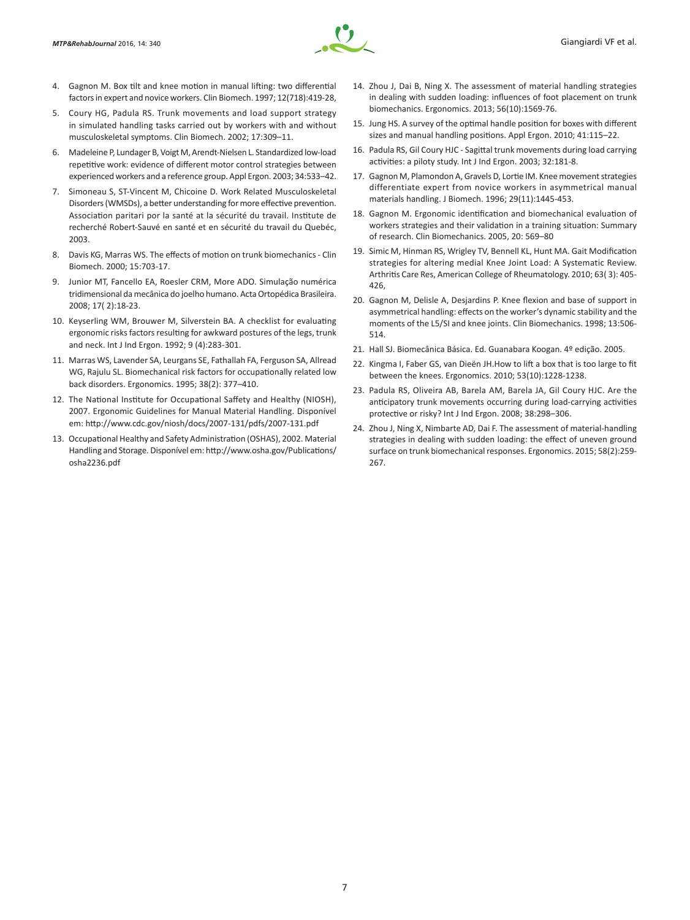4. Gagnon M. Box tilt and knee motion in manual lifting: two differential factors in expert and novice workers. Clin Biomech. 1997; 12(718):419-28,
5. Coury HG, Padula RS. Trunk movements and load support strategy in simulated handling tasks carried out by workers with and without musculoskeletal symptoms. Clin Biomech. 2002; 17:309–11.
6. Madeleine P, Lundager B, Voigt M, Arendt-Nielsen L. Standardized low-load repetitive work: evidence of different motor control strategies between experienced workers and a reference group. Appl Ergon. 2003; 34:533–42.
7. Simoneau S, ST-Vincent M, Chicoine D. Work Related Musculoskeletal Disorders (WMSDs), a better understanding for more effective prevention. Association paritari por la santé at la sécurité du travail. Institute de recherché Robert-Sauvé en santé et en sécurité du travail du Quebéc, 2003.
8. Davis KG, Marras WS. The effects of motion on trunk biomechanics - Clin Biomech. 2000; 15:703-17.
9. Junior MT, Fancello EA, Roesler CRM, More ADO. Simulação numérica tridimensional da mecânica do joelho humano. Acta Ortopédica Brasileira. 2008; 17( 2):18-23.
10. Keyserling WM, Brouwer M, Silverstein BA. A checklist for evaluating ergonomic risks factors resulting for awkward postures of the legs, trunk and neck. Int J Ind Ergon. 1992; 9 (4):283-301.
11. Marras WS, Lavender SA, Leurgans SE, Fathallah FA, Ferguson SA, Allread WG, Rajulu SL. Biomechanical risk factors for occupationally related low back disorders. Ergonomics. 1995; 38(2): 377–410.
12. The National Institute for Occupational Saffety and Healthy (NIOSH), 2007. Ergonomic Guidelines for Manual Material Handling. Disponível em: http://www.cdc.gov/niosh/docs/2007-131/pdfs/2007-131.pdf
13. Occupational Healthy and Safety Administration (OSHAS), 2002. Material Handling and Storage. Disponível em: http://www.osha.gov/Publications/osha2236.pdf
14. Zhou J, Dai B, Ning X. The assessment of material handling strategies in dealing with sudden loading: influences of foot placement on trunk biomechanics. Ergonomics. 2013; 56(10):1569-76.
15. Jung HS. A survey of the optimal handle position for boxes with different sizes and manual handling positions. Appl Ergon. 2010; 41:115–22.
16. Padula RS, Gil Coury HJC - Sagittal trunk movements during load carrying activities: a piloty study. Int J Ind Ergon. 2003; 32:181-8.
17. Gagnon M, Plamondon A, Gravels D, Lortie IM. Knee movement strategies differentiate expert from novice workers in asymmetrical manual materials handling. J Biomech. 1996; 29(11):1445-453.
18. Gagnon M. Ergonomic identification and biomechanical evaluation of workers strategies and their validation in a training situation: Summary of research. Clin Biomechanics. 2005, 20: 569–80
19. Simic M, Hinman RS, Wrigley TV, Bennell KL, Hunt MA. Gait Modification strategies for altering medial Knee Joint Load: A Systematic Review. Arthritis Care Res, American College of Rheumatology. 2010; 63( 3): 405-426,
20. Gagnon M, Delisle A, Desjardins P. Knee flexion and base of support in asymmetrical handling: effects on the worker's dynamic stability and the moments of the L5/SI and knee joints. Clin Biomechanics. 1998; 13:506-514.
21. Hall SJ. Biomecânica Básica. Ed. Guanabara Koogan. 4º edição. 2005.
22. Kingma I, Faber GS, van Dieën JH.How to lift a box that is too large to fit between the knees. Ergonomics. 2010; 53(10):1228-1238.
23. Padula RS, Oliveira AB, Barela AM, Barela JA, Gil Coury HJC. Are the anticipatory trunk movements occurring during load-carrying activities protective or risky? Int J Ind Ergon. 2008; 38:298–306.
24. Zhou J, Ning X, Nimbarte AD, Dai F. The assessment of material-handling strategies in dealing with sudden loading: the effect of uneven ground surface on trunk biomechanical responses. Ergonomics. 2015; 58(2):259-267.